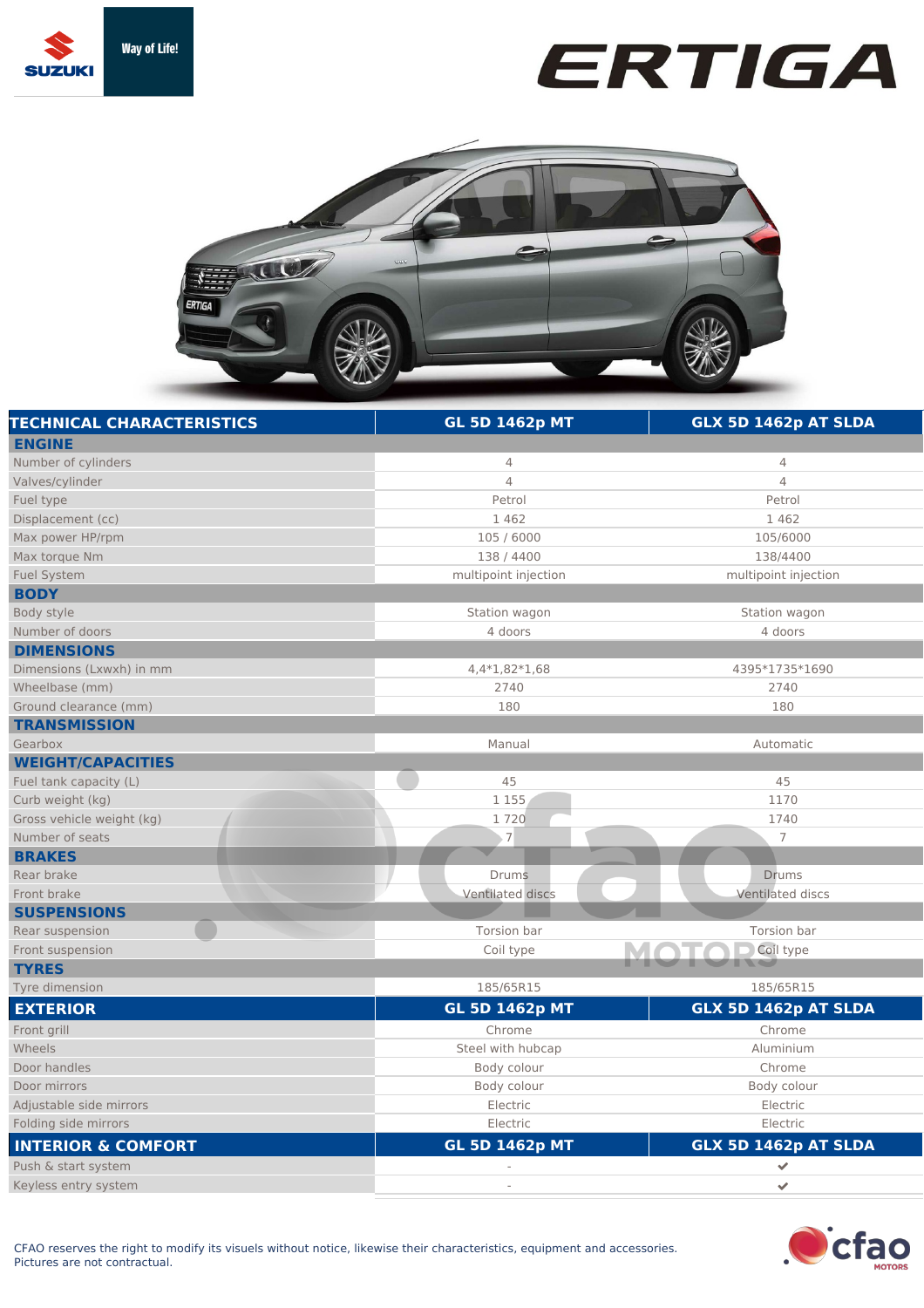# ERTIGA

Way of Life!

| TECHNICAL CHARACTERISTICS | GL 5D 1462p MT | GLX 5D 1462p AT SLDA |
|---|---|---|
| **ENGINE** | | |
| Number of cylinders | 4 | 4 |
| Valves/cylinder | 4 | 4 |
| Fuel type | Petrol | Petrol |
| Displacement (cc) | 1 462 | 1 462 |
| Max power HP/rpm | 105 / 6000 | 105/6000 |
| Max torque Nm | 138 / 4400 | 138/4400 |
| Fuel System | multipoint injection | multipoint injection |
| **BODY** | | |
| Body style | Station wagon | Station wagon |
| Number of doors | 4 doors | 4 doors |
| **DIMENSIONS** | | |
| Dimensions (Lxwxh) in mm | 4,4*1,82*1,68 | 4395*1735*1690 |
| Wheelbase (mm) | 2740 | 2740 |
| Ground clearance (mm) | 180 | 180 |
| **TRANSMISSION** | | |
| Gearbox | Manual | Automatic |
| **WEIGHT/CAPACITIES** | | |
| Fuel tank capacity (L) | 45 | 45 |
| Curb weight (kg) | 1 155 | 1170 |
| Gross vehicle weight (kg) | 1 720 | 1740 |
| Number of seats | 7 | 7 |
| **BRAKES** | | |
| Rear brake | Drums | Drums |
| Front brake | Ventilated discs | Ventilated discs |
| **SUSPENSIONS** | | |
| Rear suspension | Torsion bar | Torsion bar |
| Front suspension | Coil type | Coil type |
| **TYRES** | | |
| Tyre dimension | 185/65R15 | 185/65R15 |

| EXTERIOR | GL 5D 1462p MT | GLX 5D 1462p AT SLDA |
|---|---|---|
| Front grill | Chrome | Chrome |
| Wheels | Steel with hubcap | Aluminium |
| Door handles | Body colour | Chrome |
| Door mirrors | Body colour | Body colour |
| Adjustable side mirrors | Electric | Electric |
| Folding side mirrors | Electric | Electric |

| INTERIOR & COMFORT | GL 5D 1462p MT | GLX 5D 1462p AT SLDA |
|---|---|---|
| Push & start system | - | ✔ |
| Keyless entry system | - | ✔ |

CFAO reserves the right to modify its visuals without notice, likewise their characteristics, equipment and accessories.
Pictures are not contractual.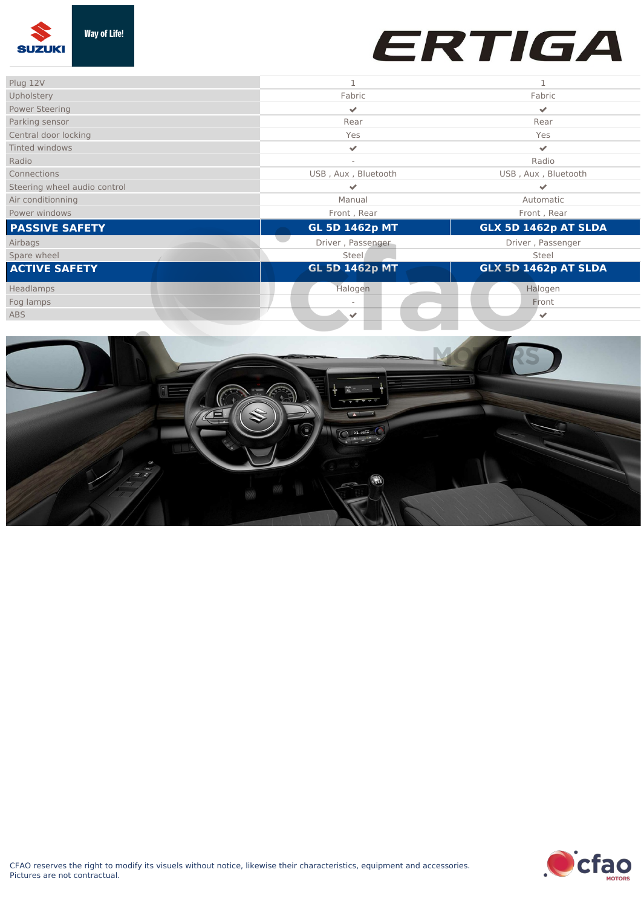| | | |
|---|---|---|
| Plug 12V | 1 | 1 |
| Upholstery | Fabric | Fabric |
| Power Steering | ✔ | ✔ |
| Parking sensor | Rear | Rear |
| Central door locking | Yes | Yes |
| Tinted windows | ✔ | ✔ |
| Radio | - | Radio |
| Connections | USB , Aux , Bluetooth | USB , Aux , Bluetooth |
| Steering wheel audio control | ✔ | ✔ |
| Air conditionning | Manual | Automatic |
| Power windows | Front , Rear | Front , Rear |
| **PASSIVE SAFETY** | **GL 5D 1462p MT** | **GLX 5D 1462p AT SLDA** |
| Airbags | Driver , Passenger | Driver , Passenger |
| Spare wheel | Steel | Steel |
| **ACTIVE SAFETY** | **GL 5D 1462p MT** | **GLX 5D 1462p AT SLDA** |
| Headlamps | Halogen | Halogen |
| Fog lamps | - | Front |
| ABS | ✔ | ✔ |

CFAO reserves the right to modify its visuels without notice, likewise their characteristics, equipment and accessories.
Pictures are not contractual.